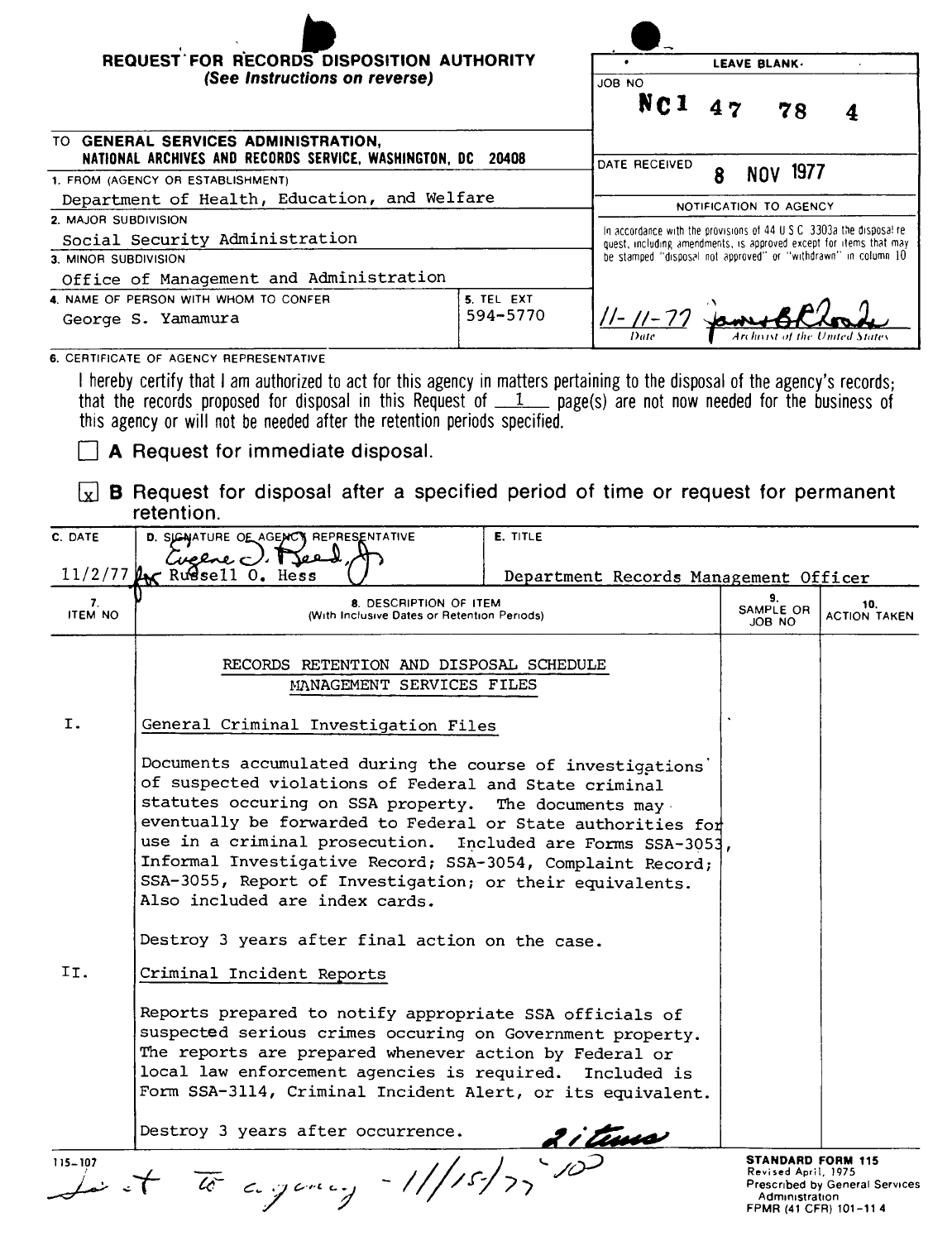**REQUEST FOR RECORDS DISPOSITION AUTHORITY**
*(See Instructions on reverse)*

| LEAVE BLANK |
|---|
| JOB NO **NC1 47 78 4** |
| DATE RECEIVED **8 NOV 1977** |
| NOTIFICATION TO AGENCY |
| In accordance with the provisions of 44 U.S.C. 3303a the disposal request, including amendments, is approved except for items that may be stamped "disposal not approved" or "withdrawn" in column 10 |
| 11-11-77 (signature) — Date / Archivist of the United States |

TO **GENERAL SERVICES ADMINISTRATION, NATIONAL ARCHIVES AND RECORDS SERVICE, WASHINGTON, DC 20408**

1. FROM (AGENCY OR ESTABLISHMENT): Department of Health, Education, and Welfare
2. MAJOR SUBDIVISION: Social Security Administration
3. MINOR SUBDIVISION: Office of Management and Administration
4. NAME OF PERSON WITH WHOM TO CONFER: George S. Yamamura
5. TEL EXT: 594-5770

6. CERTIFICATE OF AGENCY REPRESENTATIVE

I hereby certify that I am authorized to act for this agency in matters pertaining to the disposal of the agency's records; that the records proposed for disposal in this Request of 1 page(s) are not now needed for the business of this agency or will not be needed after the retention periods specified.

- [ ] **A** Request for immediate disposal.
- [x] **B** Request for disposal after a specified period of time or request for permanent retention.

| C. DATE | D. SIGNATURE OF AGENCY REPRESENTATIVE | E. TITLE |
|---|---|---|
| 11/2/77 | Eugene J. Reed, Jr. for Russell O. Hess | Department Records Management Officer |

| 7. ITEM NO | 8. DESCRIPTION OF ITEM (With Inclusive Dates or Retention Periods) | 9. SAMPLE OR JOB NO | 10. ACTION TAKEN |
|---|---|---|---|
| | RECORDS RETENTION AND DISPOSAL SCHEDULE<br>MANAGEMENT SERVICES FILES | | |
| I. | General Criminal Investigation Files<br><br>Documents accumulated during the course of investigations of suspected violations of Federal and State criminal statutes occuring on SSA property. The documents may eventually be forwarded to Federal or State authorities for use in a criminal prosecution. Included are Forms SSA-3053, Informal Investigative Record; SSA-3054, Complaint Record; SSA-3055, Report of Investigation; or their equivalents. Also included are index cards.<br><br>Destroy 3 years after final action on the case. | | |
| II. | Criminal Incident Reports<br><br>Reports prepared to notify appropriate SSA officials of suspected serious crimes occuring on Government property. The reports are prepared whenever action by Federal or local law enforcement agencies is required. Included is Form SSA-3114, Criminal Incident Alert, or its equivalent.<br><br>Destroy 3 years after occurrence. | | |

2 items

Sent to agency - 11/15/77 - 10

115-107

**STANDARD FORM 115**
Revised April, 1975
Prescribed by General Services Administration
FPMR (41 CFR) 101-11.4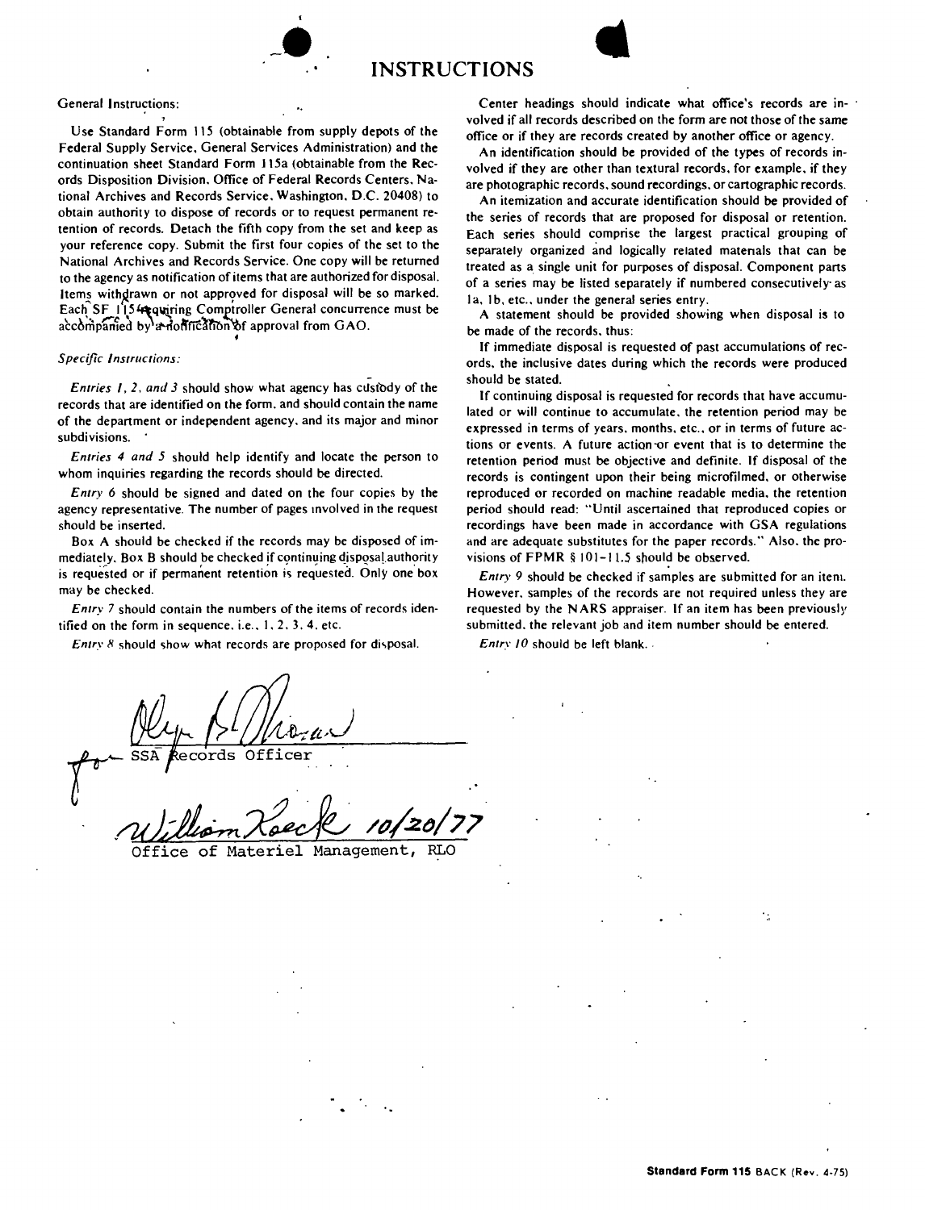# INSTRUCTIONS

General Instructions:

Use Standard Form 115 (obtainable from supply depots of the Federal Supply Service, General Services Administration) and the continuation sheet Standard Form 115a (obtainable from the Records Disposition Division, Office of Federal Records Centers, National Archives and Records Service, Washington, D.C. 20408) to obtain authority to dispose of records or to request permanent retention of records. Detach the fifth copy from the set and keep as your reference copy. Submit the first four copies of the set to the National Archives and Records Service. One copy will be returned to the agency as notification of items that are authorized for disposal. Items withdrawn or not approved for disposal will be so marked. Each SF 115 requiring Comptroller General concurrence must be accompanied by a notification of approval from GAO.

*Specific Instructions:*

*Entries 1, 2, and 3* should show what agency has custody of the records that are identified on the form, and should contain the name of the department or independent agency, and its major and minor subdivisions.

*Entries 4 and 5* should help identify and locate the person to whom inquiries regarding the records should be directed.

*Entry 6* should be signed and dated on the four copies by the agency representative. The number of pages involved in the request should be inserted.

Box A should be checked if the records may be disposed of immediately. Box B should be checked if continuing disposal authority is requested or if permanent retention is requested. Only one box may be checked.

*Entry 7* should contain the numbers of the items of records identified on the form in sequence, i.e., 1, 2, 3, 4, etc.

*Entry 8* should show what records are proposed for disposal.

Center headings should indicate what office's records are involved if all records described on the form are not those of the same office or if they are records created by another office or agency.

An identification should be provided of the types of records involved if they are other than textural records, for example, if they are photographic records, sound recordings, or cartographic records.

An itemization and accurate identification should be provided of the series of records that are proposed for disposal or retention. Each series should comprise the largest practical grouping of separately organized and logically related materials that can be treated as a single unit for purposes of disposal. Component parts of a series may be listed separately if numbered consecutively as 1a, 1b, etc., under the general series entry.

A statement should be provided showing when disposal is to be made of the records, thus:

If immediate disposal is requested of past accumulations of records, the inclusive dates during which the records were produced should be stated.

If continuing disposal is requested for records that have accumulated or will continue to accumulate, the retention period may be expressed in terms of years, months, etc., or in terms of future actions or events. A future action or event that is to determine the retention period must be objective and definite. If disposal of the records is contingent upon their being microfilmed, or otherwise reproduced or recorded on machine readable media, the retention period should read: "Until ascertained that reproduced copies or recordings have been made in accordance with GSA regulations and are adequate substitutes for the paper records." Also, the provisions of FPMR § 101-11.5 should be observed.

*Entry 9* should be checked if samples are submitted for an item. However, samples of the records are not required unless they are requested by the NARS appraiser. If an item has been previously submitted, the relevant job and item number should be entered.

*Entry 10* should be left blank.

Olga B. Moran
for SSA Records Officer

William Koeck 10/20/77
Office of Materiel Management, RLO

Standard Form 115 BACK (Rev. 4-75)